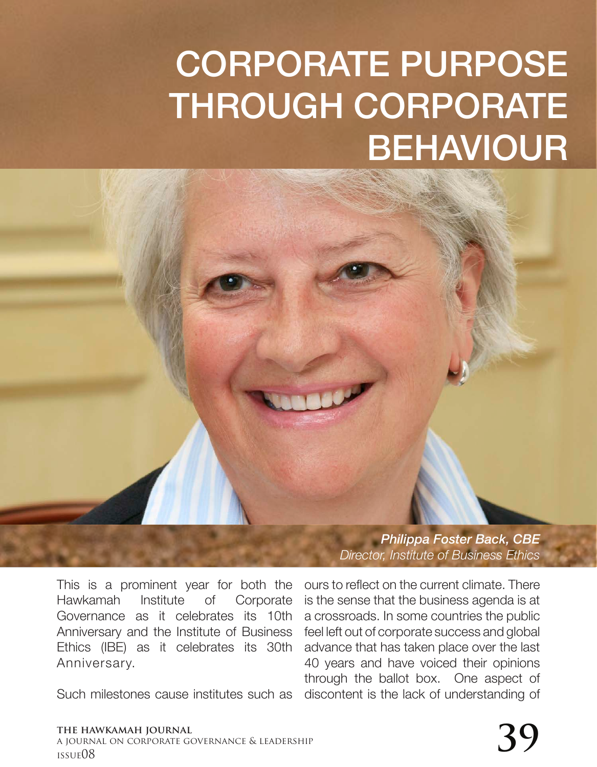# CORPORATE PURPOSE THROUGH CORPORATE BEHAVIOUR

***Philippa Foster Back, CBE***
*Director, Institute of Business Ethics*

This is a prominent year for both the Hawkamah Institute of Corporate Governance as it celebrates its 10th Anniversary and the Institute of Business Ethics (IBE) as it celebrates its 30th Anniversary.

Such milestones cause institutes such as ours to reflect on the current climate. There is the sense that the business agenda is at a crossroads. In some countries the public feel left out of corporate success and global advance that has taken place over the last 40 years and have voiced their opinions through the ballot box. One aspect of discontent is the lack of understanding of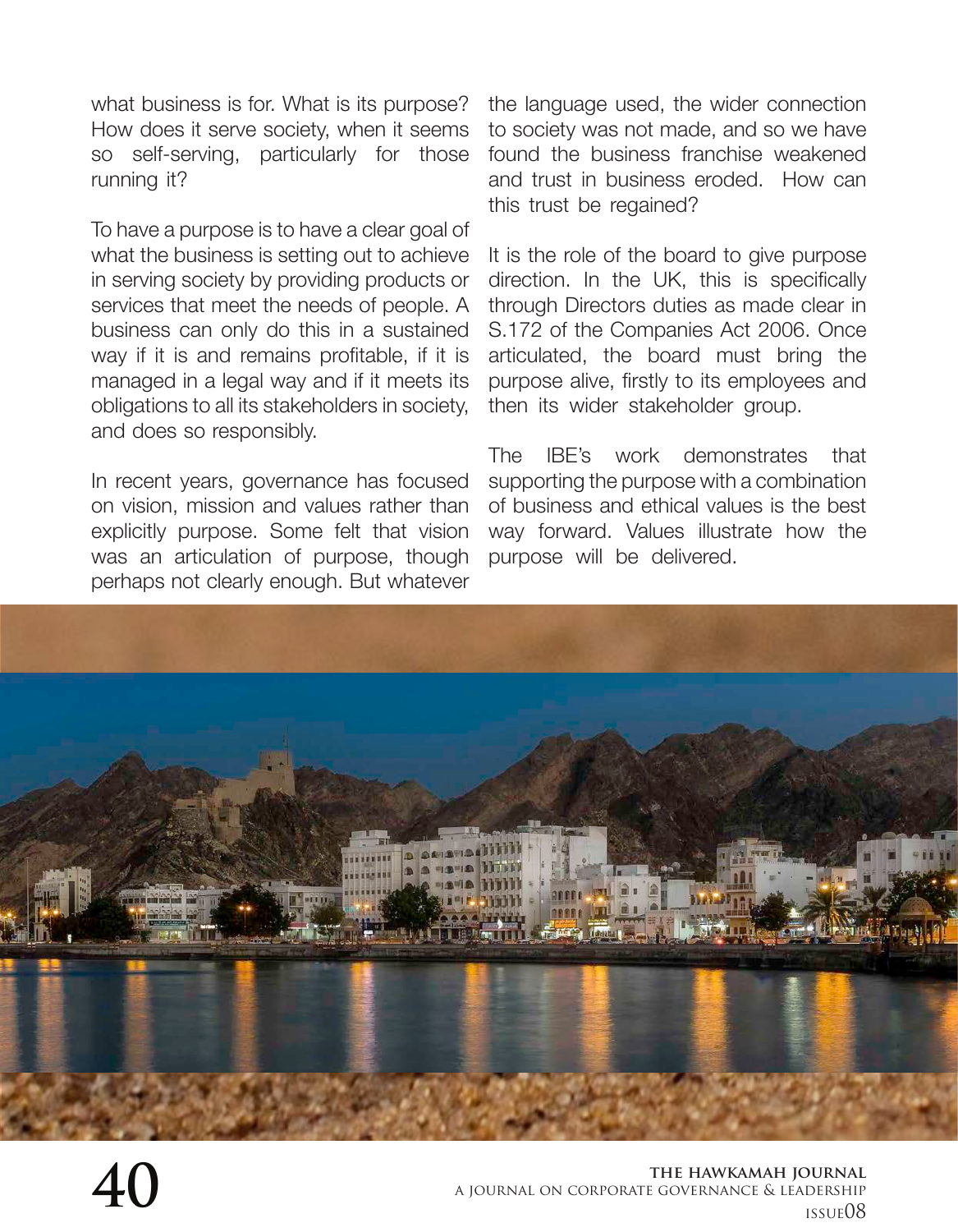what business is for. What is its purpose? How does it serve society, when it seems so self-serving, particularly for those running it?

To have a purpose is to have a clear goal of what the business is setting out to achieve in serving society by providing products or services that meet the needs of people. A business can only do this in a sustained way if it is and remains profitable, if it is managed in a legal way and if it meets its obligations to all its stakeholders in society, and does so responsibly.

In recent years, governance has focused on vision, mission and values rather than explicitly purpose. Some felt that vision was an articulation of purpose, though perhaps not clearly enough. But whatever the language used, the wider connection to society was not made, and so we have found the business franchise weakened and trust in business eroded. How can this trust be regained?

It is the role of the board to give purpose direction. In the UK, this is specifically through Directors duties as made clear in S.172 of the Companies Act 2006. Once articulated, the board must bring the purpose alive, firstly to its employees and then its wider stakeholder group.

The IBE's work demonstrates that supporting the purpose with a combination of business and ethical values is the best way forward. Values illustrate how the purpose will be delivered.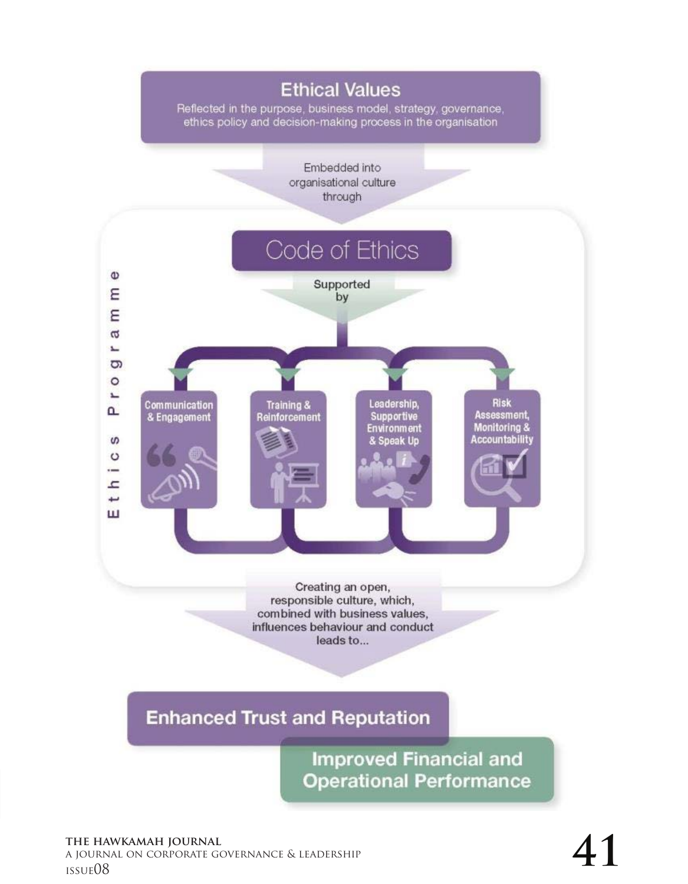**Ethical Values**

Reflected in the purpose, business model, strategy, governance, ethics policy and decision-making process in the organisation

Embedded into organisational culture through

**Ethics Programme**

**Code of Ethics**

Supported by

- Communication & Engagement
- Training & Reinforcement
- Leadership, Supportive Environment & Speak Up
- Risk Assessment, Monitoring & Accountability

Creating an open, responsible culture, which, combined with business values, influences behaviour and conduct leads to...

**Enhanced Trust and Reputation**

**Improved Financial and Operational Performance**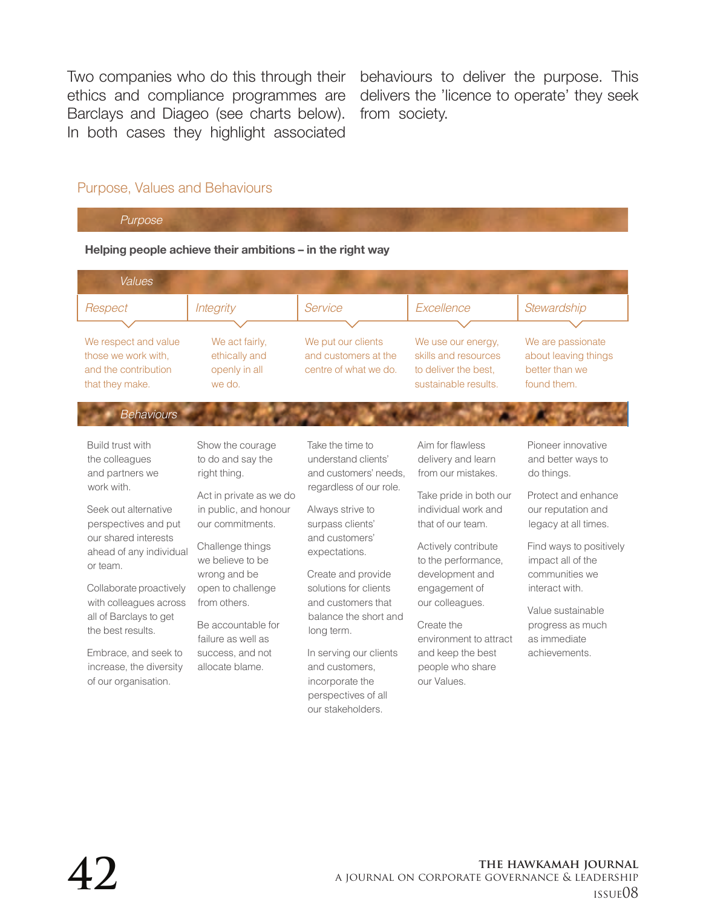Two companies who do this through their ethics and compliance programmes are Barclays and Diageo (see charts below). In both cases they highlight associated behaviours to deliver the purpose. This delivers the 'licence to operate' they seek from society.

## Purpose, Values and Behaviours

*Purpose*

**Helping people achieve their ambitions – in the right way**

*Values*

| *Respect* | *Integrity* | *Service* | *Excellence* | *Stewardship* |
|---|---|---|---|---|
| We respect and value those we work with, and the contribution that they make. | We act fairly, ethically and openly in all we do. | We put our clients and customers at the centre of what we do. | We use our energy, skills and resources to deliver the best, sustainable results. | We are passionate about leaving things better than we found them. |

*Behaviours*

| Respect | Integrity | Service | Excellence | Stewardship |
|---|---|---|---|---|
| Build trust with the colleagues and partners we work with. | Show the courage to do and say the right thing. | Take the time to understand clients' and customers' needs, regardless of our role. | Aim for flawless delivery and learn from our mistakes. | Pioneer innovative and better ways to do things. |
| Seek out alternative perspectives and put our shared interests ahead of any individual or team. | Act in private as we do in public, and honour our commitments. | Always strive to surpass clients' and customers' expectations. | Take pride in both our individual work and that of our team. | Protect and enhance our reputation and legacy at all times. |
| Collaborate proactively with colleagues across all of Barclays to get the best results. | Challenge things we believe to be wrong and be open to challenge from others. | Create and provide solutions for clients and customers that balance the short and long term. | Actively contribute to the performance, development and engagement of our colleagues. | Find ways to positively impact all of the communities we interact with. |
| Embrace, and seek to increase, the diversity of our organisation. | Be accountable for failure as well as success, and not allocate blame. | In serving our clients and customers, incorporate the perspectives of all our stakeholders. | Create the environment to attract and keep the best people who share our Values. | Value sustainable progress as much as immediate achievements. |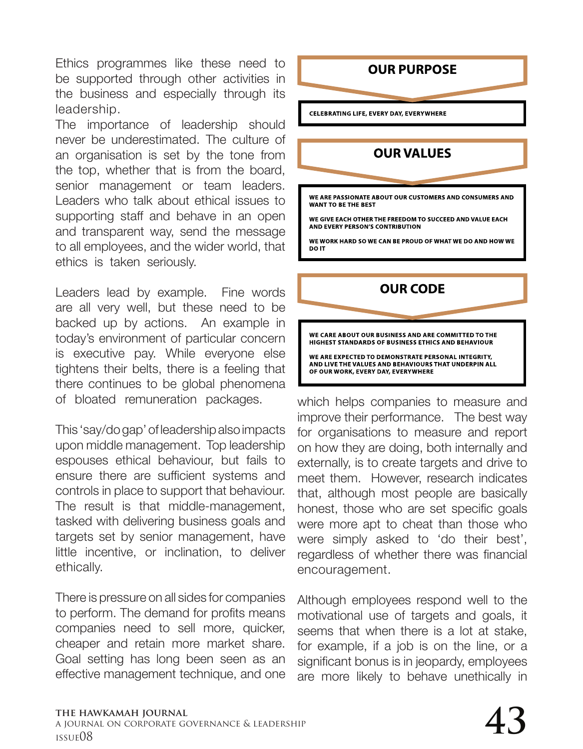Ethics programmes like these need to be supported through other activities in the business and especially through its leadership.

The importance of leadership should never be underestimated. The culture of an organisation is set by the tone from the top, whether that is from the board, senior management or team leaders. Leaders who talk about ethical issues to supporting staff and behave in an open and transparent way, send the message to all employees, and the wider world, that ethics is taken seriously.

Leaders lead by example. Fine words are all very well, but these need to be backed up by actions. An example in today's environment of particular concern is executive pay. While everyone else tightens their belts, there is a feeling that there continues to be global phenomena of bloated remuneration packages.

This 'say/do gap' of leadership also impacts upon middle management. Top leadership espouses ethical behaviour, but fails to ensure there are sufficient systems and controls in place to support that behaviour. The result is that middle-management, tasked with delivering business goals and targets set by senior management, have little incentive, or inclination, to deliver ethically.

There is pressure on all sides for companies to perform. The demand for profits means companies need to sell more, quicker, cheaper and retain more market share. Goal setting has long been seen as an effective management technique, and one which helps companies to measure and improve their performance. The best way for organisations to measure and report on how they are doing, both internally and externally, is to create targets and drive to meet them. However, research indicates that, although most people are basically honest, those who are set specific goals were more apt to cheat than those who were simply asked to 'do their best', regardless of whether there was financial encouragement.

Although employees respond well to the motivational use of targets and goals, it seems that when there is a lot at stake, for example, if a job is on the line, or a significant bonus is in jeopardy, employees are more likely to behave unethically in

**OUR PURPOSE**

CELEBRATING LIFE, EVERY DAY, EVERYWHERE

**OUR VALUES**

WE ARE PASSIONATE ABOUT OUR CUSTOMERS AND CONSUMERS AND WANT TO BE THE BEST

WE GIVE EACH OTHER THE FREEDOM TO SUCCEED AND VALUE EACH AND EVERY PERSON'S CONTRIBUTION

WE WORK HARD SO WE CAN BE PROUD OF WHAT WE DO AND HOW WE DO IT

**OUR CODE**

WE CARE ABOUT OUR BUSINESS AND ARE COMMITTED TO THE HIGHEST STANDARDS OF BUSINESS ETHICS AND BEHAVIOUR

WE ARE EXPECTED TO DEMONSTRATE PERSONAL INTEGRITY, AND LIVE THE VALUES AND BEHAVIOURS THAT UNDERPIN ALL OF OUR WORK, EVERY DAY, EVERYWHERE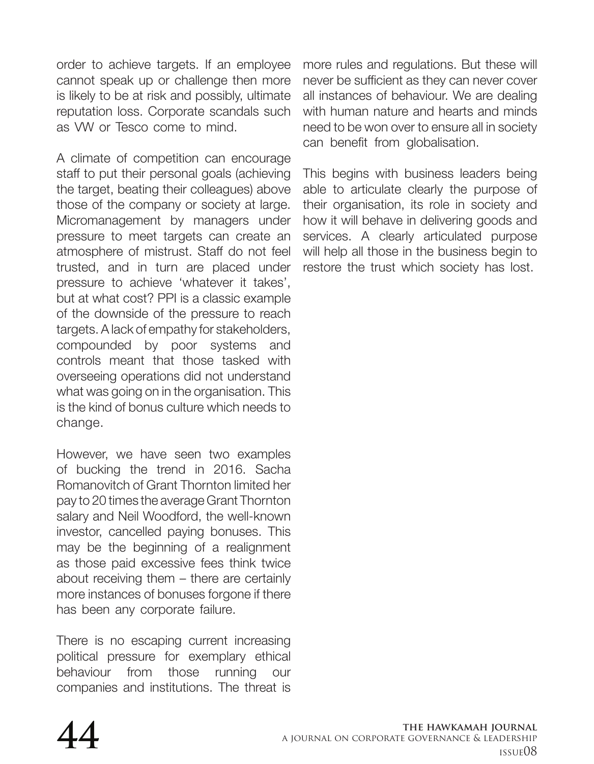order to achieve targets. If an employee cannot speak up or challenge then more is likely to be at risk and possibly, ultimate reputation loss. Corporate scandals such as VW or Tesco come to mind.

A climate of competition can encourage staff to put their personal goals (achieving the target, beating their colleagues) above those of the company or society at large. Micromanagement by managers under pressure to meet targets can create an atmosphere of mistrust. Staff do not feel trusted, and in turn are placed under pressure to achieve 'whatever it takes', but at what cost? PPI is a classic example of the downside of the pressure to reach targets. A lack of empathy for stakeholders, compounded by poor systems and controls meant that those tasked with overseeing operations did not understand what was going on in the organisation. This is the kind of bonus culture which needs to change.

However, we have seen two examples of bucking the trend in 2016. Sacha Romanovitch of Grant Thornton limited her pay to 20 times the average Grant Thornton salary and Neil Woodford, the well-known investor, cancelled paying bonuses. This may be the beginning of a realignment as those paid excessive fees think twice about receiving them – there are certainly more instances of bonuses forgone if there has been any corporate failure.

There is no escaping current increasing political pressure for exemplary ethical behaviour from those running our companies and institutions. The threat is more rules and regulations. But these will never be sufficient as they can never cover all instances of behaviour. We are dealing with human nature and hearts and minds need to be won over to ensure all in society can benefit from globalisation.

This begins with business leaders being able to articulate clearly the purpose of their organisation, its role in society and how it will behave in delivering goods and services. A clearly articulated purpose will help all those in the business begin to restore the trust which society has lost.